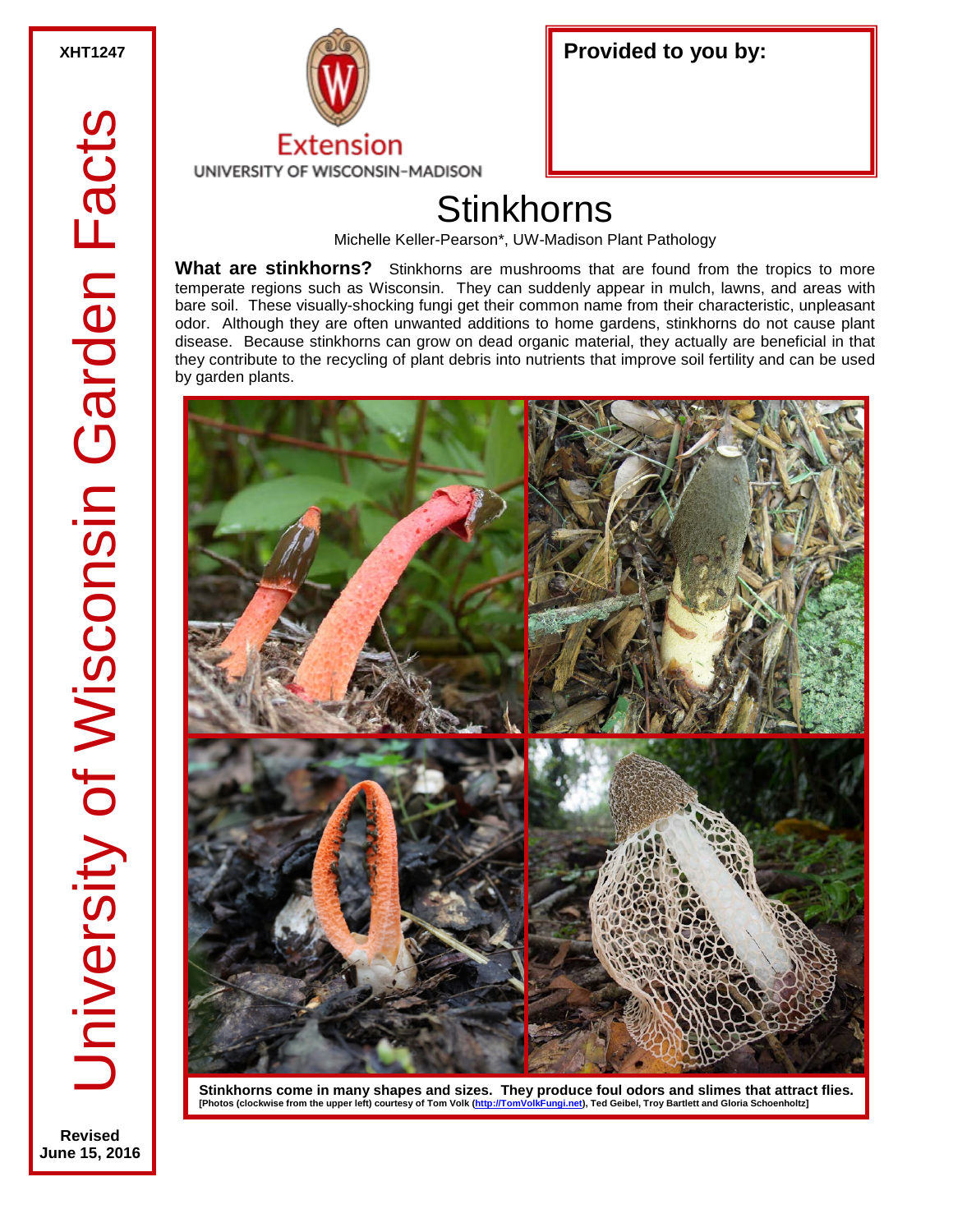XHT1247

University of Wisconsin Garden Facts

Extension
UNIVERSITY OF WISCONSIN-MADISON

**Provided to you by:**

# Stinkhorns

Michelle Keller-Pearson*, UW-Madison Plant Pathology

**What are stinkhorns?** Stinkhorns are mushrooms that are found from the tropics to more temperate regions such as Wisconsin. They can suddenly appear in mulch, lawns, and areas with bare soil. These visually-shocking fungi get their common name from their characteristic, unpleasant odor. Although they are often unwanted additions to home gardens, stinkhorns do not cause plant disease. Because stinkhorns can grow on dead organic material, they actually are beneficial in that they contribute to the recycling of plant debris into nutrients that improve soil fertility and can be used by garden plants.

**Stinkhorns come in many shapes and sizes. They produce foul odors and slimes that attract flies.**
[Photos (clockwise from the upper left) courtesy of Tom Volk (http://TomVolkFungi.net), Ted Geibel, Troy Bartlett and Gloria Schoenholtz]

Revised
June 15, 2016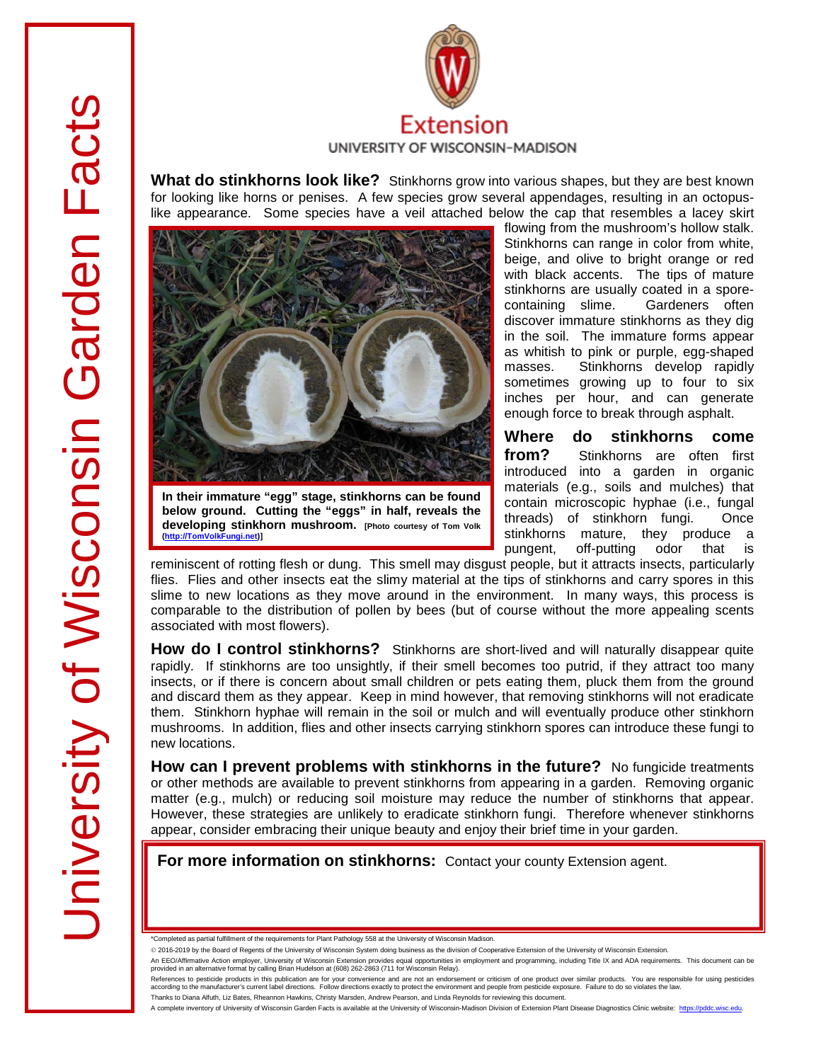**What do stinkhorns look like?** Stinkhorns grow into various shapes, but they are best known for looking like horns or penises. A few species grow several appendages, resulting in an octopus-like appearance. Some species have a veil attached below the cap that resembles a lacey skirt flowing from the mushroom's hollow stalk. Stinkhorns can range in color from white, beige, and olive to bright orange or red with black accents. The tips of mature stinkhorns are usually coated in a spore-containing slime. Gardeners often discover immature stinkhorns as they dig in the soil. The immature forms appear as whitish to pink or purple, egg-shaped masses. Stinkhorns develop rapidly sometimes growing up to four to six inches per hour, and can generate enough force to break through asphalt.

**In their immature "egg" stage, stinkhorns can be found below ground. Cutting the "eggs" in half, reveals the developing stinkhorn mushroom.** [Photo courtesy of Tom Volk (http://TomVolkFungi.net)]

**Where do stinkhorns come from?** Stinkhorns are often first introduced into a garden in organic materials (e.g., soils and mulches) that contain microscopic hyphae (i.e., fungal threads) of stinkhorn fungi. Once stinkhorns mature, they produce a pungent, off-putting odor that is reminiscent of rotting flesh or dung. This smell may disgust people, but it attracts insects, particularly flies. Flies and other insects eat the slimy material at the tips of stinkhorns and carry spores in this slime to new locations as they move around in the environment. In many ways, this process is comparable to the distribution of pollen by bees (but of course without the more appealing scents associated with most flowers).

**How do I control stinkhorns?** Stinkhorns are short-lived and will naturally disappear quite rapidly. If stinkhorns are too unsightly, if their smell becomes too putrid, if they attract too many insects, or if there is concern about small children or pets eating them, pluck them from the ground and discard them as they appear. Keep in mind however, that removing stinkhorns will not eradicate them. Stinkhorn hyphae will remain in the soil or mulch and will eventually produce other stinkhorn mushrooms. In addition, flies and other insects carrying stinkhorn spores can introduce these fungi to new locations.

**How can I prevent problems with stinkhorns in the future?** No fungicide treatments or other methods are available to prevent stinkhorns from appearing in a garden. Removing organic matter (e.g., mulch) or reducing soil moisture may reduce the number of stinkhorns that appear. However, these strategies are unlikely to eradicate stinkhorn fungi. Therefore whenever stinkhorns appear, consider embracing their unique beauty and enjoy their brief time in your garden.

**For more information on stinkhorns:** Contact your county Extension agent.

*Completed as partial fulfillment of the requirements for Plant Pathology 558 at the University of Wisconsin Madison.

© 2016-2019 by the Board of Regents of the University of Wisconsin System doing business as the division of Cooperative Extension of the University of Wisconsin Extension.

An EEO/Affirmative Action employer, University of Wisconsin Extension provides equal opportunities in employment and programming, including Title IX and ADA requirements. This document can be provided in an alternative format by calling Brian Hudelson at (608) 262-2863 (711 for Wisconsin Relay).

References to pesticide products in this publication are for your convenience and are not an endorsement or criticism of one product over similar products. You are responsible for using pesticides according to the manufacturer's current label directions. Follow directions exactly to protect the environment and people from pesticide exposure. Failure to do so violates the law.

Thanks to Diana Alfuth, Liz Bates, Rheannon Hawkins, Christy Marsden, Andrew Pearson, and Linda Reynolds for reviewing this document.

A complete inventory of University of Wisconsin Garden Facts is available at the University of Wisconsin-Madison Division of Extension Plant Disease Diagnostics Clinic website: https://pddc.wisc.edu.